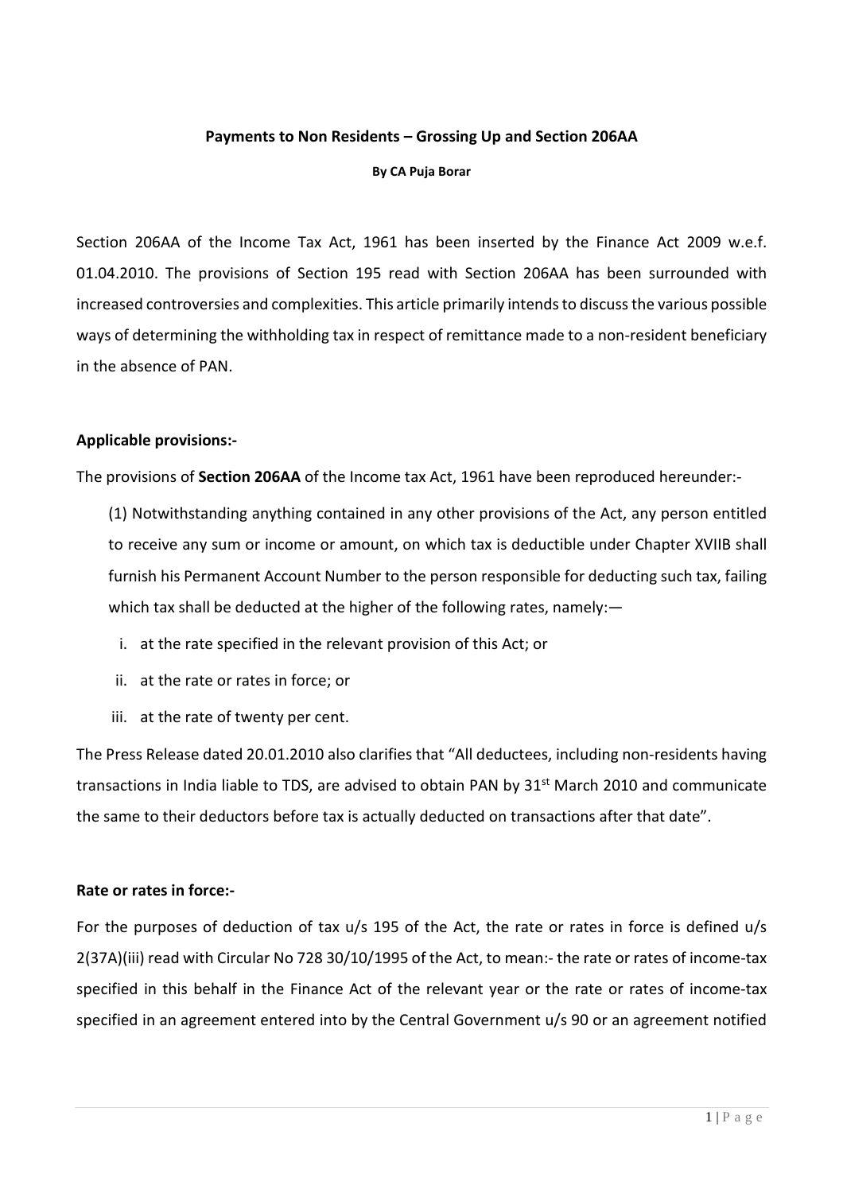# Payments to Non Residents – Grossing Up and Section 206AA

**By CA Puja Borar**

Section 206AA of the Income Tax Act, 1961 has been inserted by the Finance Act 2009 w.e.f. 01.04.2010. The provisions of Section 195 read with Section 206AA has been surrounded with increased controversies and complexities. This article primarily intends to discuss the various possible ways of determining the withholding tax in respect of remittance made to a non-resident beneficiary in the absence of PAN.

## Applicable provisions:-

The provisions of **Section 206AA** of the Income tax Act, 1961 have been reproduced hereunder:-

> (1) Notwithstanding anything contained in any other provisions of the Act, any person entitled to receive any sum or income or amount, on which tax is deductible under Chapter XVIIB shall furnish his Permanent Account Number to the person responsible for deducting such tax, failing which tax shall be deducted at the higher of the following rates, namely:—
>
> i. at the rate specified in the relevant provision of this Act; or
>
> ii. at the rate or rates in force; or
>
> iii. at the rate of twenty per cent.

The Press Release dated 20.01.2010 also clarifies that "All deductees, including non-residents having transactions in India liable to TDS, are advised to obtain PAN by 31st March 2010 and communicate the same to their deductors before tax is actually deducted on transactions after that date".

## Rate or rates in force:-

For the purposes of deduction of tax u/s 195 of the Act, the rate or rates in force is defined u/s 2(37A)(iii) read with Circular No 728 30/10/1995 of the Act, to mean:- the rate or rates of income-tax specified in this behalf in the Finance Act of the relevant year or the rate or rates of income-tax specified in an agreement entered into by the Central Government u/s 90 or an agreement notified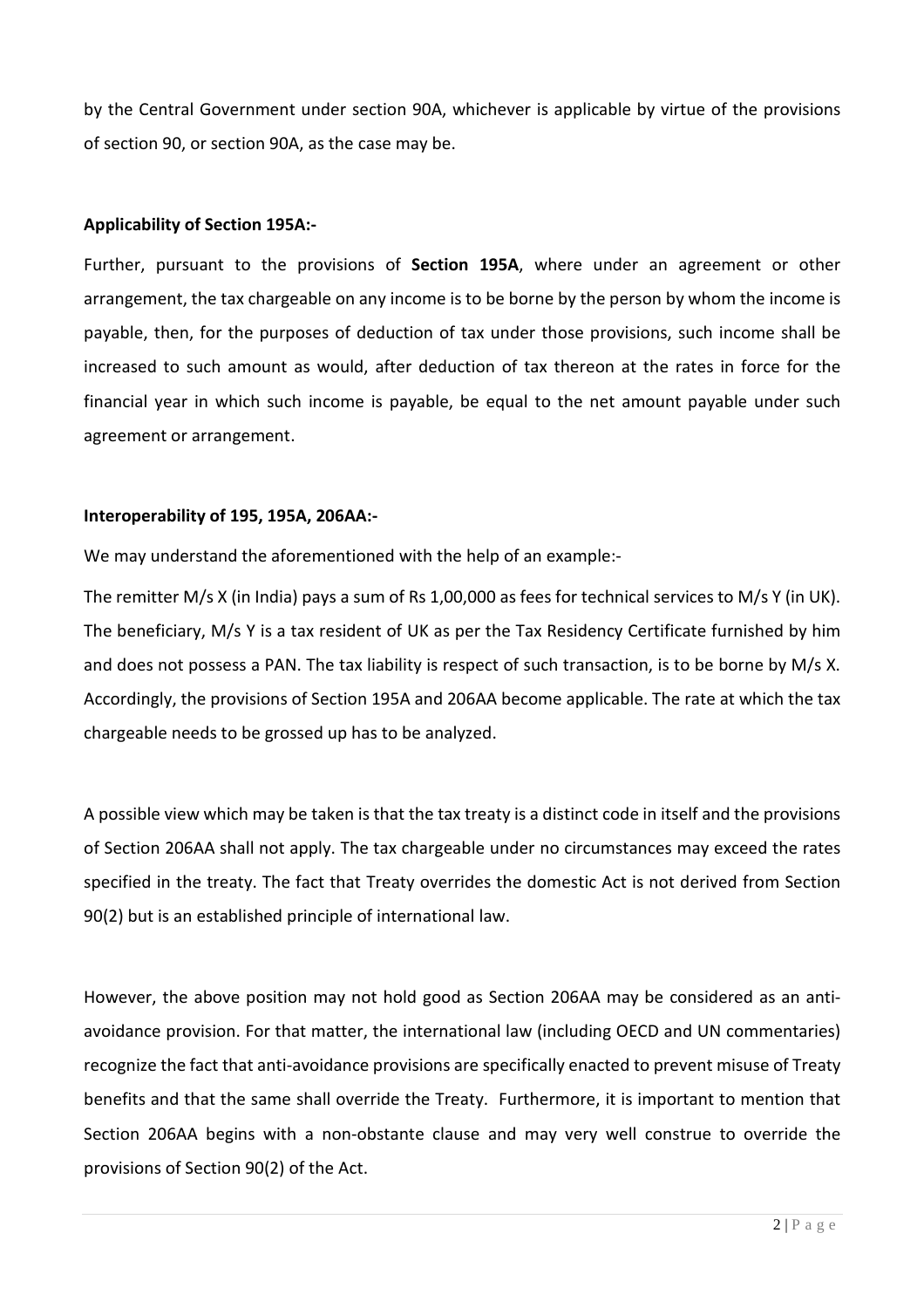by the Central Government under section 90A, whichever is applicable by virtue of the provisions of section 90, or section 90A, as the case may be.

**Applicability of Section 195A:-**

Further, pursuant to the provisions of **Section 195A**, where under an agreement or other arrangement, the tax chargeable on any income is to be borne by the person by whom the income is payable, then, for the purposes of deduction of tax under those provisions, such income shall be increased to such amount as would, after deduction of tax thereon at the rates in force for the financial year in which such income is payable, be equal to the net amount payable under such agreement or arrangement.

**Interoperability of 195, 195A, 206AA:-**

We may understand the aforementioned with the help of an example:-

The remitter M/s X (in India) pays a sum of Rs 1,00,000 as fees for technical services to M/s Y (in UK). The beneficiary, M/s Y is a tax resident of UK as per the Tax Residency Certificate furnished by him and does not possess a PAN. The tax liability is respect of such transaction, is to be borne by M/s X. Accordingly, the provisions of Section 195A and 206AA become applicable. The rate at which the tax chargeable needs to be grossed up has to be analyzed.

A possible view which may be taken is that the tax treaty is a distinct code in itself and the provisions of Section 206AA shall not apply. The tax chargeable under no circumstances may exceed the rates specified in the treaty. The fact that Treaty overrides the domestic Act is not derived from Section 90(2) but is an established principle of international law.

However, the above position may not hold good as Section 206AA may be considered as an anti-avoidance provision. For that matter, the international law (including OECD and UN commentaries) recognize the fact that anti-avoidance provisions are specifically enacted to prevent misuse of Treaty benefits and that the same shall override the Treaty. Furthermore, it is important to mention that Section 206AA begins with a non-obstante clause and may very well construe to override the provisions of Section 90(2) of the Act.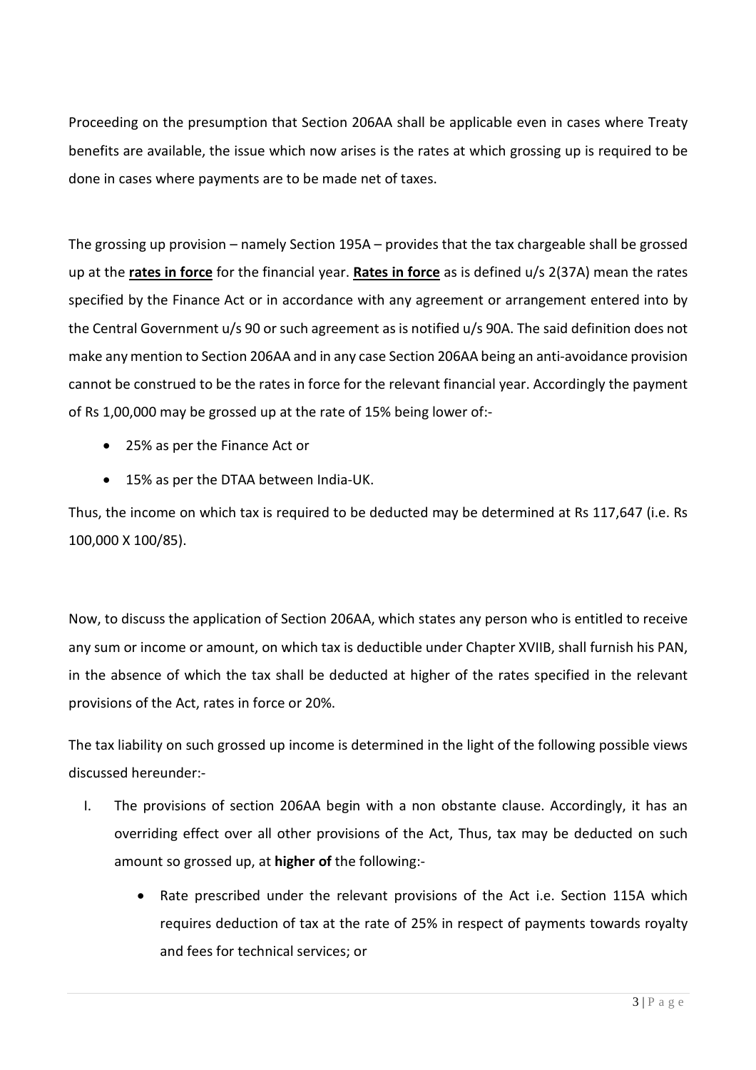Proceeding on the presumption that Section 206AA shall be applicable even in cases where Treaty benefits are available, the issue which now arises is the rates at which grossing up is required to be done in cases where payments are to be made net of taxes.

The grossing up provision – namely Section 195A – provides that the tax chargeable shall be grossed up at the **rates in force** for the financial year. **Rates in force** as is defined u/s 2(37A) mean the rates specified by the Finance Act or in accordance with any agreement or arrangement entered into by the Central Government u/s 90 or such agreement as is notified u/s 90A. The said definition does not make any mention to Section 206AA and in any case Section 206AA being an anti-avoidance provision cannot be construed to be the rates in force for the relevant financial year. Accordingly the payment of Rs 1,00,000 may be grossed up at the rate of 15% being lower of:-

- 25% as per the Finance Act or
- 15% as per the DTAA between India-UK.

Thus, the income on which tax is required to be deducted may be determined at Rs 117,647 (i.e. Rs 100,000 X 100/85).

Now, to discuss the application of Section 206AA, which states any person who is entitled to receive any sum or income or amount, on which tax is deductible under Chapter XVIIB, shall furnish his PAN, in the absence of which the tax shall be deducted at higher of the rates specified in the relevant provisions of the Act, rates in force or 20%.

The tax liability on such grossed up income is determined in the light of the following possible views discussed hereunder:-

I. The provisions of section 206AA begin with a non obstante clause. Accordingly, it has an overriding effect over all other provisions of the Act, Thus, tax may be deducted on such amount so grossed up, at **higher of** the following:-

    - Rate prescribed under the relevant provisions of the Act i.e. Section 115A which requires deduction of tax at the rate of 25% in respect of payments towards royalty and fees for technical services; or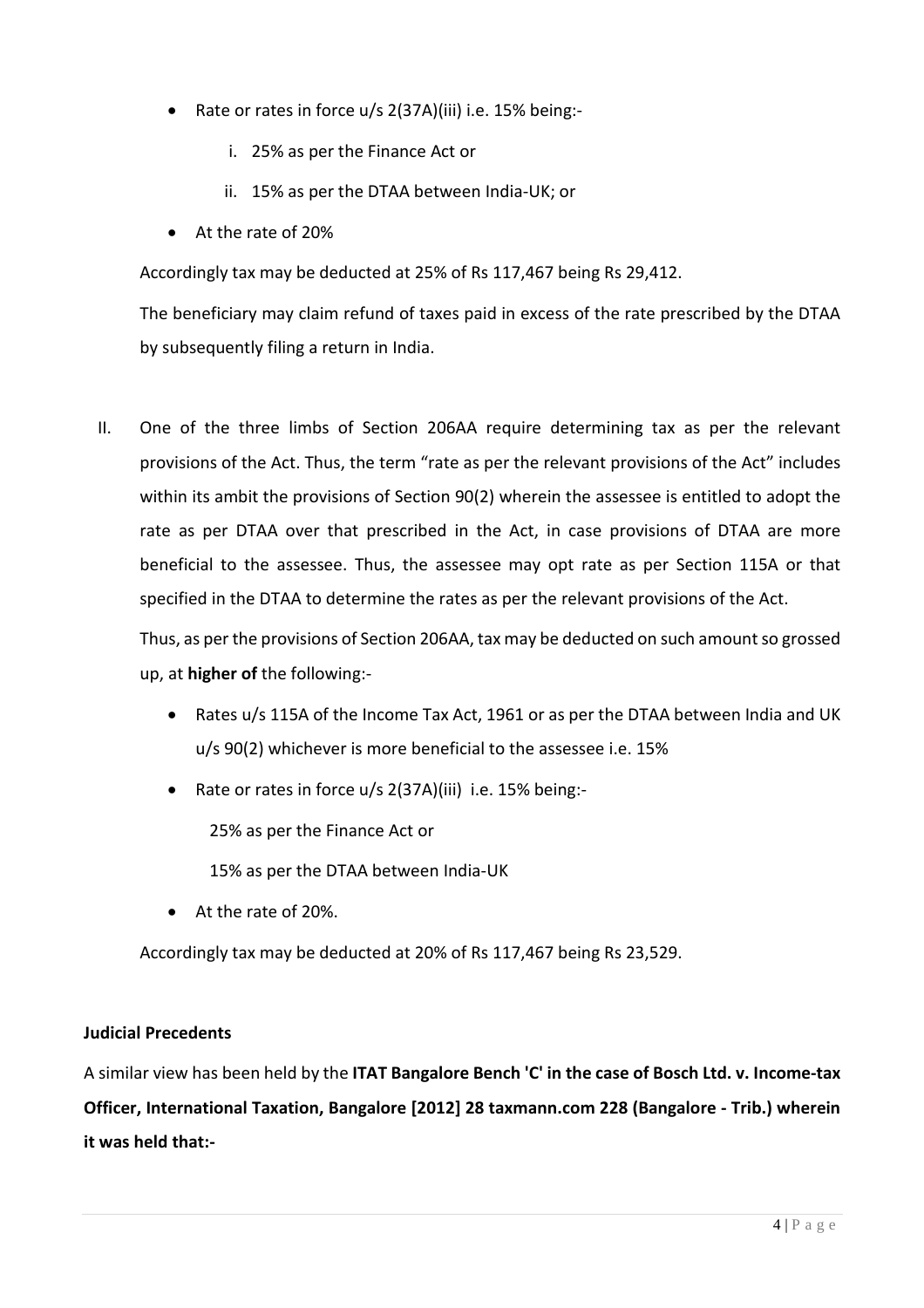- Rate or rates in force u/s 2(37A)(iii) i.e. 15% being:-
    1. 25% as per the Finance Act or
    2. 15% as per the DTAA between India-UK; or
- At the rate of 20%

Accordingly tax may be deducted at 25% of Rs 117,467 being Rs 29,412.

The beneficiary may claim refund of taxes paid in excess of the rate prescribed by the DTAA by subsequently filing a return in India.

II. One of the three limbs of Section 206AA require determining tax as per the relevant provisions of the Act. Thus, the term "rate as per the relevant provisions of the Act" includes within its ambit the provisions of Section 90(2) wherein the assessee is entitled to adopt the rate as per DTAA over that prescribed in the Act, in case provisions of DTAA are more beneficial to the assessee. Thus, the assessee may opt rate as per Section 115A or that specified in the DTAA to determine the rates as per the relevant provisions of the Act.

Thus, as per the provisions of Section 206AA, tax may be deducted on such amount so grossed up, at **higher of** the following:-

- Rates u/s 115A of the Income Tax Act, 1961 or as per the DTAA between India and UK u/s 90(2) whichever is more beneficial to the assessee i.e. 15%
- Rate or rates in force u/s 2(37A)(iii) i.e. 15% being:-

    25% as per the Finance Act or

    15% as per the DTAA between India-UK
- At the rate of 20%.

Accordingly tax may be deducted at 20% of Rs 117,467 being Rs 23,529.

**Judicial Precedents**

A similar view has been held by the **ITAT Bangalore Bench 'C' in the case of Bosch Ltd. v. Income-tax Officer, International Taxation, Bangalore [2012] 28 taxmann.com 228 (Bangalore - Trib.) wherein it was held that:-**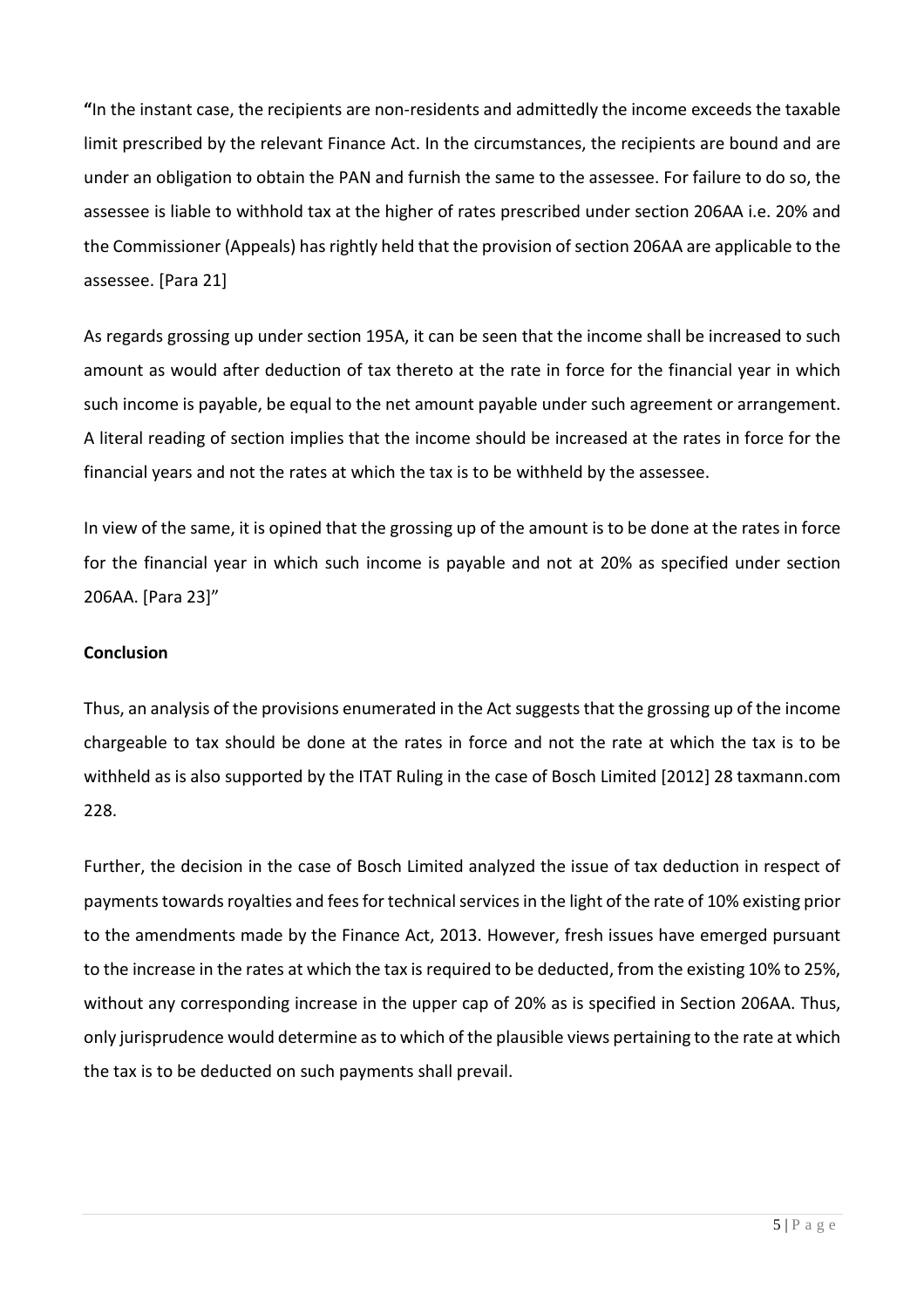**"**In the instant case, the recipients are non-residents and admittedly the income exceeds the taxable limit prescribed by the relevant Finance Act. In the circumstances, the recipients are bound and are under an obligation to obtain the PAN and furnish the same to the assessee. For failure to do so, the assessee is liable to withhold tax at the higher of rates prescribed under section 206AA i.e. 20% and the Commissioner (Appeals) has rightly held that the provision of section 206AA are applicable to the assessee. [Para 21]

As regards grossing up under section 195A, it can be seen that the income shall be increased to such amount as would after deduction of tax thereto at the rate in force for the financial year in which such income is payable, be equal to the net amount payable under such agreement or arrangement. A literal reading of section implies that the income should be increased at the rates in force for the financial years and not the rates at which the tax is to be withheld by the assessee.

In view of the same, it is opined that the grossing up of the amount is to be done at the rates in force for the financial year in which such income is payable and not at 20% as specified under section 206AA. [Para 23]"

**Conclusion**

Thus, an analysis of the provisions enumerated in the Act suggests that the grossing up of the income chargeable to tax should be done at the rates in force and not the rate at which the tax is to be withheld as is also supported by the ITAT Ruling in the case of Bosch Limited [2012] 28 taxmann.com 228.

Further, the decision in the case of Bosch Limited analyzed the issue of tax deduction in respect of payments towards royalties and fees for technical services in the light of the rate of 10% existing prior to the amendments made by the Finance Act, 2013. However, fresh issues have emerged pursuant to the increase in the rates at which the tax is required to be deducted, from the existing 10% to 25%, without any corresponding increase in the upper cap of 20% as is specified in Section 206AA. Thus, only jurisprudence would determine as to which of the plausible views pertaining to the rate at which the tax is to be deducted on such payments shall prevail.